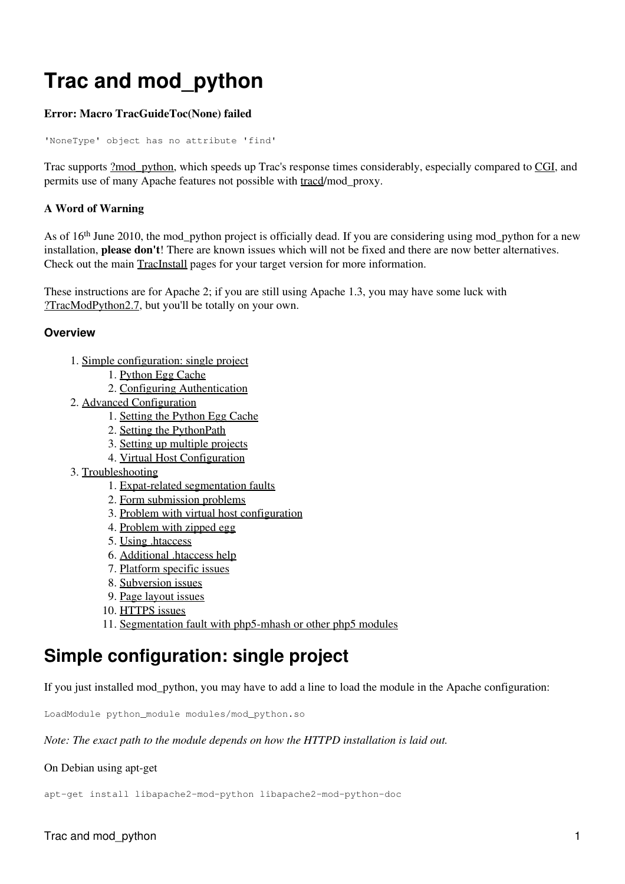# Trac and mod_python

**Error: Macro TracGuideToc(None) failed**

```
'NoneType' object has no attribute 'find'
```

Trac supports ?mod_python, which speeds up Trac's response times considerably, especially compared to CGI, and permits use of many Apache features not possible with tracd/mod_proxy.

**A Word of Warning**

As of 16th June 2010, the mod_python project is officially dead. If you are considering using mod_python for a new installation, **please don't**! There are known issues which will not be fixed and there are now better alternatives. Check out the main TracInstall pages for your target version for more information.

These instructions are for Apache 2; if you are still using Apache 1.3, you may have some luck with ?TracModPython2.7, but you'll be totally on your own.

### Overview

1. Simple configuration: single project
    1. Python Egg Cache
    2. Configuring Authentication
2. Advanced Configuration
    1. Setting the Python Egg Cache
    2. Setting the PythonPath
    3. Setting up multiple projects
    4. Virtual Host Configuration
3. Troubleshooting
    1. Expat-related segmentation faults
    2. Form submission problems
    3. Problem with virtual host configuration
    4. Problem with zipped egg
    5. Using .htaccess
    6. Additional .htaccess help
    7. Platform specific issues
    8. Subversion issues
    9. Page layout issues
    10. HTTPS issues
    11. Segmentation fault with php5-mhash or other php5 modules

## Simple configuration: single project

If you just installed mod_python, you may have to add a line to load the module in the Apache configuration:

```
LoadModule python_module modules/mod_python.so
```

*Note: The exact path to the module depends on how the HTTPD installation is laid out.*

On Debian using apt-get

```
apt-get install libapache2-mod-python libapache2-mod-python-doc
```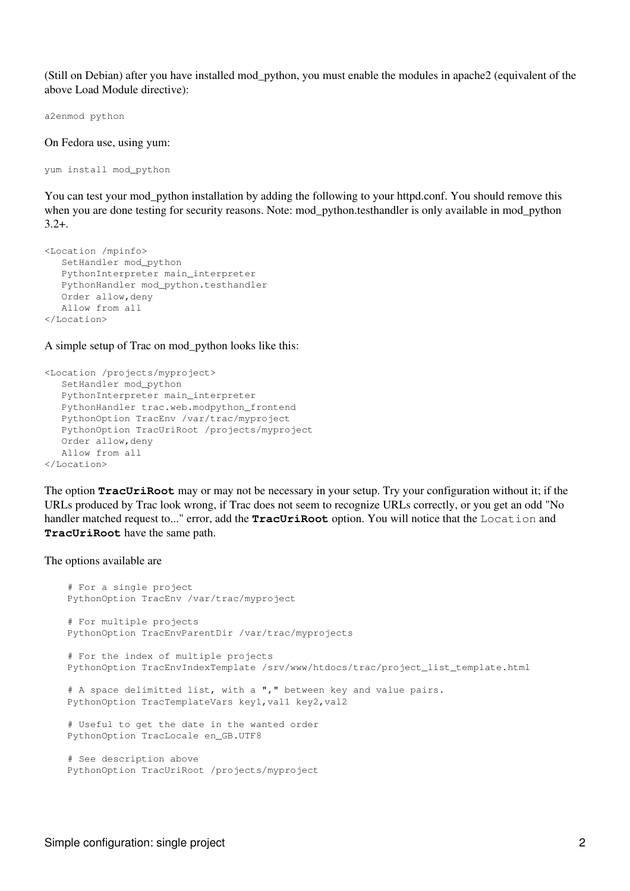(Still on Debian) after you have installed mod_python, you must enable the modules in apache2 (equivalent of the above Load Module directive):

```
a2enmod python
```

On Fedora use, using yum:

```
yum install mod_python
```

You can test your mod_python installation by adding the following to your httpd.conf. You should remove this when you are done testing for security reasons. Note: mod_python.testhandler is only available in mod_python 3.2+.

```
<Location /mpinfo>
   SetHandler mod_python
   PythonInterpreter main_interpreter
   PythonHandler mod_python.testhandler
   Order allow,deny
   Allow from all
</Location>
```

A simple setup of Trac on mod_python looks like this:

```
<Location /projects/myproject>
   SetHandler mod_python
   PythonInterpreter main_interpreter
   PythonHandler trac.web.modpython_frontend
   PythonOption TracEnv /var/trac/myproject
   PythonOption TracUriRoot /projects/myproject
   Order allow,deny
   Allow from all
</Location>
```

The option **`TracUriRoot`** may or may not be necessary in your setup. Try your configuration without it; if the URLs produced by Trac look wrong, if Trac does not seem to recognize URLs correctly, or you get an odd "No handler matched request to..." error, add the **`TracUriRoot`** option. You will notice that the `Location` and **`TracUriRoot`** have the same path.

The options available are

```
    # For a single project
    PythonOption TracEnv /var/trac/myproject

    # For multiple projects
    PythonOption TracEnvParentDir /var/trac/myprojects

    # For the index of multiple projects
    PythonOption TracEnvIndexTemplate /srv/www/htdocs/trac/project_list_template.html

    # A space delimitted list, with a "," between key and value pairs.
    PythonOption TracTemplateVars key1,val1 key2,val2

    # Useful to get the date in the wanted order
    PythonOption TracLocale en_GB.UTF8

    # See description above
    PythonOption TracUriRoot /projects/myproject
```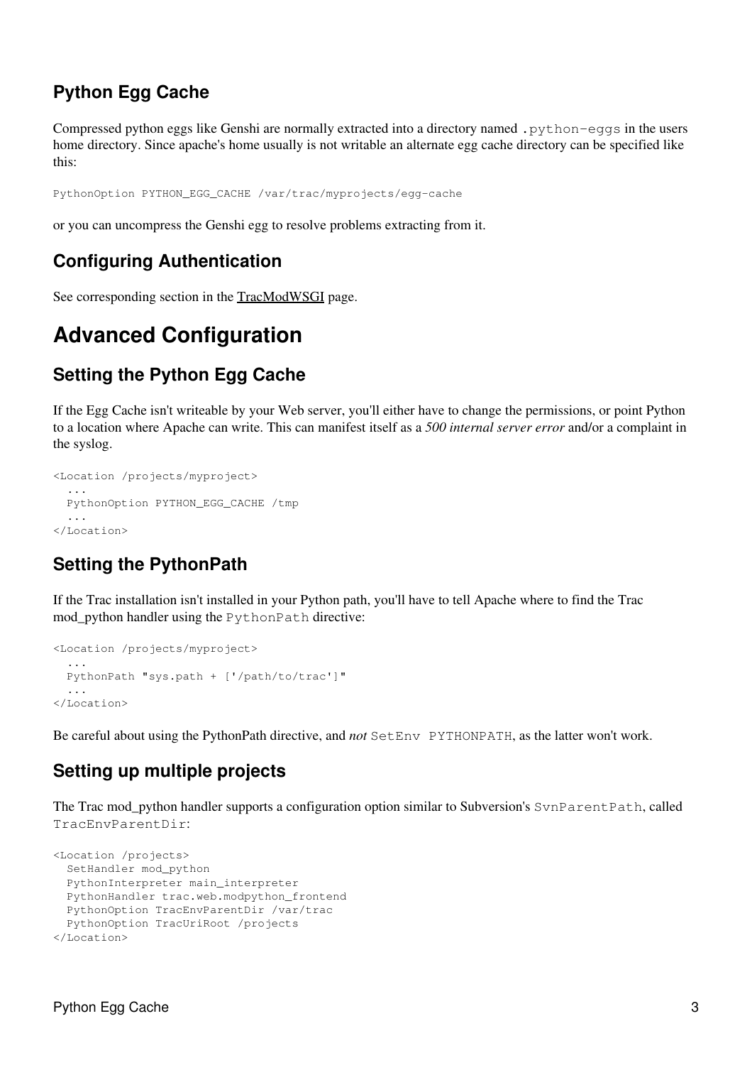### Python Egg Cache

Compressed python eggs like Genshi are normally extracted into a directory named `.python-eggs` in the users home directory. Since apache's home usually is not writable an alternate egg cache directory can be specified like this:

```
PythonOption PYTHON_EGG_CACHE /var/trac/myprojects/egg-cache
```

or you can uncompress the Genshi egg to resolve problems extracting from it.

### Configuring Authentication

See corresponding section in the TracModWSGI page.

## Advanced Configuration

### Setting the Python Egg Cache

If the Egg Cache isn't writeable by your Web server, you'll either have to change the permissions, or point Python to a location where Apache can write. This can manifest itself as a *500 internal server error* and/or a complaint in the syslog.

```
<Location /projects/myproject>
  ...
  PythonOption PYTHON_EGG_CACHE /tmp
  ...
</Location>
```

### Setting the PythonPath

If the Trac installation isn't installed in your Python path, you'll have to tell Apache where to find the Trac mod_python handler using the `PythonPath` directive:

```
<Location /projects/myproject>
  ...
  PythonPath "sys.path + ['/path/to/trac']"
  ...
</Location>
```

Be careful about using the PythonPath directive, and *not* `SetEnv PYTHONPATH`, as the latter won't work.

### Setting up multiple projects

The Trac mod_python handler supports a configuration option similar to Subversion's `SvnParentPath`, called `TracEnvParentDir`:

```
<Location /projects>
  SetHandler mod_python
  PythonInterpreter main_interpreter
  PythonHandler trac.web.modpython_frontend
  PythonOption TracEnvParentDir /var/trac
  PythonOption TracUriRoot /projects
</Location>
```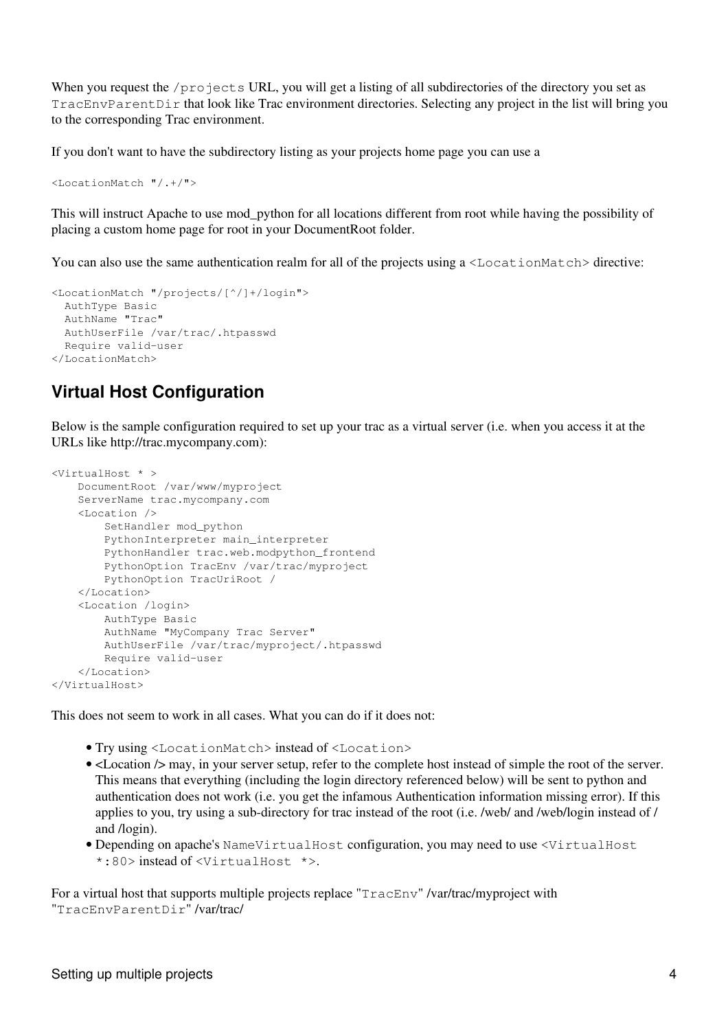When you request the `/projects` URL, you will get a listing of all subdirectories of the directory you set as `TracEnvParentDir` that look like Trac environment directories. Selecting any project in the list will bring you to the corresponding Trac environment.

If you don't want to have the subdirectory listing as your projects home page you can use a

```
<LocationMatch "/.+/">
```

This will instruct Apache to use mod_python for all locations different from root while having the possibility of placing a custom home page for root in your DocumentRoot folder.

You can also use the same authentication realm for all of the projects using a `<LocationMatch>` directive:

```
<LocationMatch "/projects/[^/]+/login">
  AuthType Basic
  AuthName "Trac"
  AuthUserFile /var/trac/.htpasswd
  Require valid-user
</LocationMatch>
```

## Virtual Host Configuration

Below is the sample configuration required to set up your trac as a virtual server (i.e. when you access it at the URLs like http://trac.mycompany.com):

```
<VirtualHost * >
    DocumentRoot /var/www/myproject
    ServerName trac.mycompany.com
    <Location />
        SetHandler mod_python
        PythonInterpreter main_interpreter
        PythonHandler trac.web.modpython_frontend
        PythonOption TracEnv /var/trac/myproject
        PythonOption TracUriRoot /
    </Location>
    <Location /login>
        AuthType Basic
        AuthName "MyCompany Trac Server"
        AuthUserFile /var/trac/myproject/.htpasswd
        Require valid-user
    </Location>
</VirtualHost>
```

This does not seem to work in all cases. What you can do if it does not:

- Try using `<LocationMatch>` instead of `<Location>`
- <Location /> may, in your server setup, refer to the complete host instead of simple the root of the server. This means that everything (including the login directory referenced below) will be sent to python and authentication does not work (i.e. you get the infamous Authentication information missing error). If this applies to you, try using a sub-directory for trac instead of the root (i.e. /web/ and /web/login instead of / and /login).
- Depending on apache's `NameVirtualHost` configuration, you may need to use `<VirtualHost *:80>` instead of `<VirtualHost *>`.

For a virtual host that supports multiple projects replace "`TracEnv`" /var/trac/myproject with "`TracEnvParentDir`" /var/trac/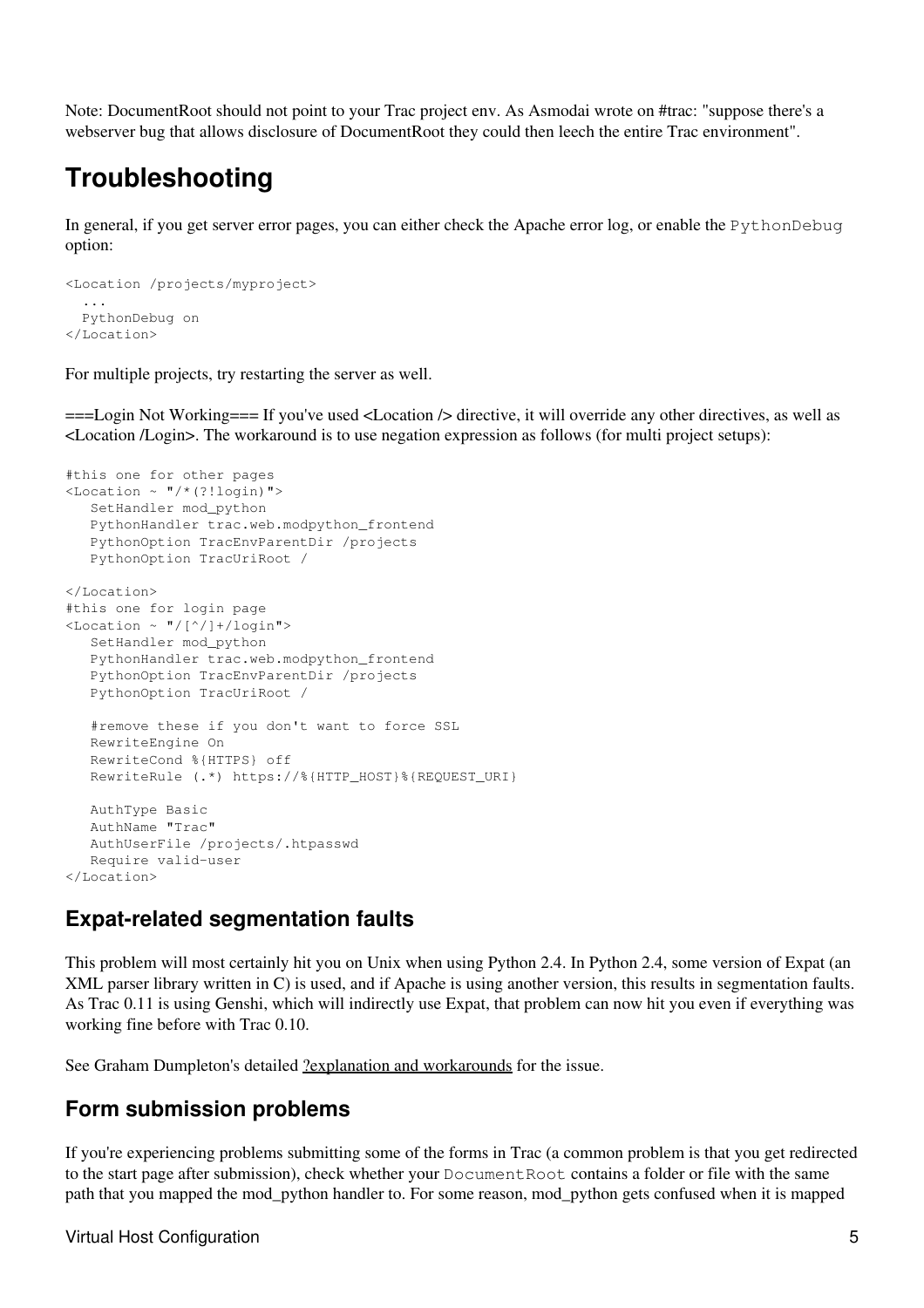Note: DocumentRoot should not point to your Trac project env. As Asmodai wrote on #trac: "suppose there's a webserver bug that allows disclosure of DocumentRoot they could then leech the entire Trac environment".

## Troubleshooting

In general, if you get server error pages, you can either check the Apache error log, or enable the `PythonDebug` option:

```
<Location /projects/myproject>
  ...
  PythonDebug on
</Location>
```

For multiple projects, try restarting the server as well.

===Login Not Working=== If you've used <Location /> directive, it will override any other directives, as well as <Location /Login>. The workaround is to use negation expression as follows (for multi project setups):

```
#this one for other pages
<Location ~ "/*(?!login)">
   SetHandler mod_python
   PythonHandler trac.web.modpython_frontend
   PythonOption TracEnvParentDir /projects
   PythonOption TracUriRoot /

</Location>
#this one for login page
<Location ~ "/[^/]+/login">
   SetHandler mod_python
   PythonHandler trac.web.modpython_frontend
   PythonOption TracEnvParentDir /projects
   PythonOption TracUriRoot /

   #remove these if you don't want to force SSL
   RewriteEngine On
   RewriteCond %{HTTPS} off
   RewriteRule (.*) https://%{HTTP_HOST}%{REQUEST_URI}

   AuthType Basic
   AuthName "Trac"
   AuthUserFile /projects/.htpasswd
   Require valid-user
</Location>
```

### Expat-related segmentation faults

This problem will most certainly hit you on Unix when using Python 2.4. In Python 2.4, some version of Expat (an XML parser library written in C) is used, and if Apache is using another version, this results in segmentation faults. As Trac 0.11 is using Genshi, which will indirectly use Expat, that problem can now hit you even if everything was working fine before with Trac 0.10.

See Graham Dumpleton's detailed ?explanation and workarounds for the issue.

### Form submission problems

If you're experiencing problems submitting some of the forms in Trac (a common problem is that you get redirected to the start page after submission), check whether your `DocumentRoot` contains a folder or file with the same path that you mapped the mod_python handler to. For some reason, mod_python gets confused when it is mapped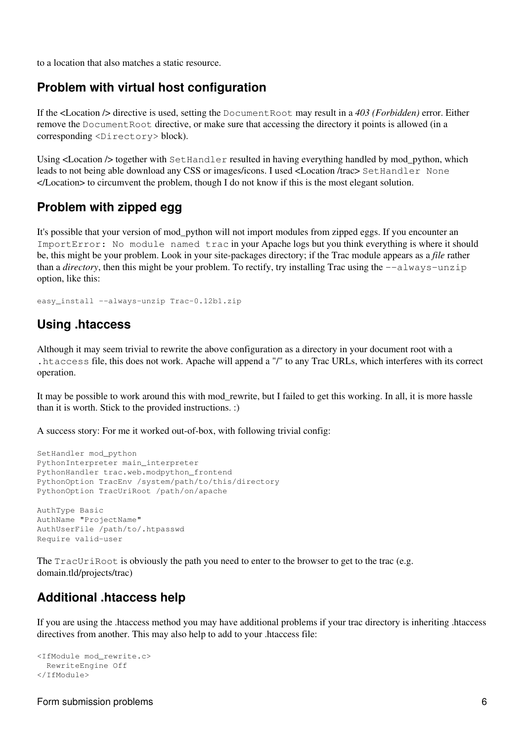to a location that also matches a static resource.

## Problem with virtual host configuration

If the <Location /> directive is used, setting the `DocumentRoot` may result in a *403 (Forbidden)* error. Either remove the `DocumentRoot` directive, or make sure that accessing the directory it points is allowed (in a corresponding `<Directory>` block).

Using <Location /> together with `SetHandler` resulted in having everything handled by mod_python, which leads to not being able download any CSS or images/icons. I used <Location /trac> `SetHandler None` </Location> to circumvent the problem, though I do not know if this is the most elegant solution.

## Problem with zipped egg

It's possible that your version of mod_python will not import modules from zipped eggs. If you encounter an `ImportError: No module named trac` in your Apache logs but you think everything is where it should be, this might be your problem. Look in your site-packages directory; if the Trac module appears as a *file* rather than a *directory*, then this might be your problem. To rectify, try installing Trac using the `--always-unzip` option, like this:

```
easy_install --always-unzip Trac-0.12b1.zip
```

## Using .htaccess

Although it may seem trivial to rewrite the above configuration as a directory in your document root with a `.htaccess` file, this does not work. Apache will append a "/" to any Trac URLs, which interferes with its correct operation.

It may be possible to work around this with mod_rewrite, but I failed to get this working. In all, it is more hassle than it is worth. Stick to the provided instructions. :)

A success story: For me it worked out-of-box, with following trivial config:

```
SetHandler mod_python
PythonInterpreter main_interpreter
PythonHandler trac.web.modpython_frontend
PythonOption TracEnv /system/path/to/this/directory
PythonOption TracUriRoot /path/on/apache

AuthType Basic
AuthName "ProjectName"
AuthUserFile /path/to/.htpasswd
Require valid-user
```

The `TracUriRoot` is obviously the path you need to enter to the browser to get to the trac (e.g. domain.tld/projects/trac)

## Additional .htaccess help

If you are using the .htaccess method you may have additional problems if your trac directory is inheriting .htaccess directives from another. This may also help to add to your .htaccess file:

```
<IfModule mod_rewrite.c>
  RewriteEngine Off
</IfModule>
```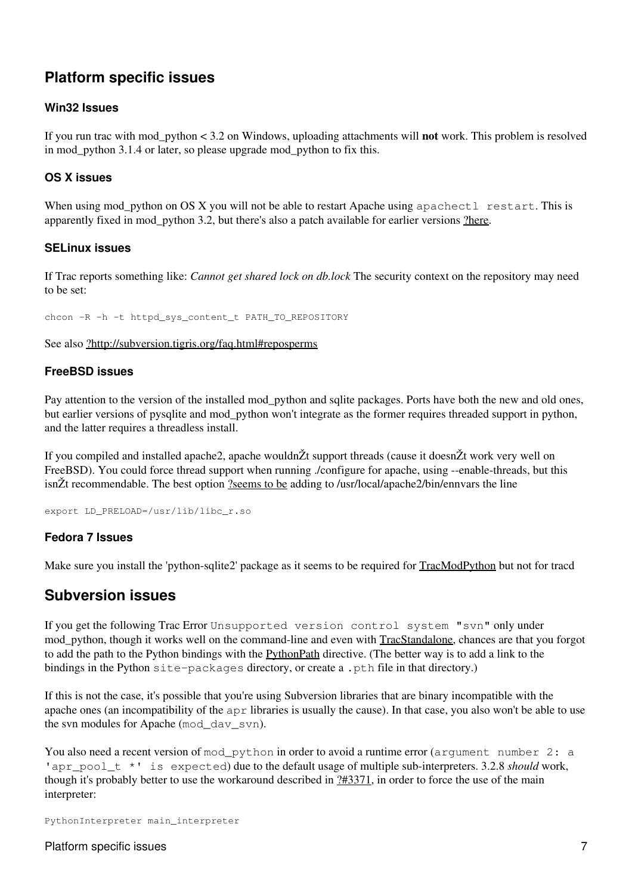## Platform specific issues

### Win32 Issues

If you run trac with mod_python < 3.2 on Windows, uploading attachments will **not** work. This problem is resolved in mod_python 3.1.4 or later, so please upgrade mod_python to fix this.

### OS X issues

When using mod_python on OS X you will not be able to restart Apache using `apachectl restart`. This is apparently fixed in mod_python 3.2, but there's also a patch available for earlier versions ?here.

### SELinux issues

If Trac reports something like: *Cannot get shared lock on db.lock* The security context on the repository may need to be set:

```
chcon -R -h -t httpd_sys_content_t PATH_TO_REPOSITORY
```

See also ?http://subversion.tigris.org/faq.html#reposperms

### FreeBSD issues

Pay attention to the version of the installed mod_python and sqlite packages. Ports have both the new and old ones, but earlier versions of pysqlite and mod_python won't integrate as the former requires threaded support in python, and the latter requires a threadless install.

If you compiled and installed apache2, apache wouldnŽt support threads (cause it doesnŽt work very well on FreeBSD). You could force thread support when running ./configure for apache, using --enable-threads, but this isnŽt recommendable. The best option ?seems to be adding to /usr/local/apache2/bin/ennvars the line

```
export LD_PRELOAD=/usr/lib/libc_r.so
```

### Fedora 7 Issues

Make sure you install the 'python-sqlite2' package as it seems to be required for TracModPython but not for tracd

## Subversion issues

If you get the following Trac Error `Unsupported version control system "svn"` only under mod_python, though it works well on the command-line and even with TracStandalone, chances are that you forgot to add the path to the Python bindings with the PythonPath directive. (The better way is to add a link to the bindings in the Python `site-packages` directory, or create a `.pth` file in that directory.)

If this is not the case, it's possible that you're using Subversion libraries that are binary incompatible with the apache ones (an incompatibility of the `apr` libraries is usually the cause). In that case, you also won't be able to use the svn modules for Apache (`mod_dav_svn`).

You also need a recent version of `mod_python` in order to avoid a runtime error (`argument number 2: a 'apr_pool_t *' is expected`) due to the default usage of multiple sub-interpreters. 3.2.8 *should* work, though it's probably better to use the workaround described in ?#3371, in order to force the use of the main interpreter:

```
PythonInterpreter main_interpreter
```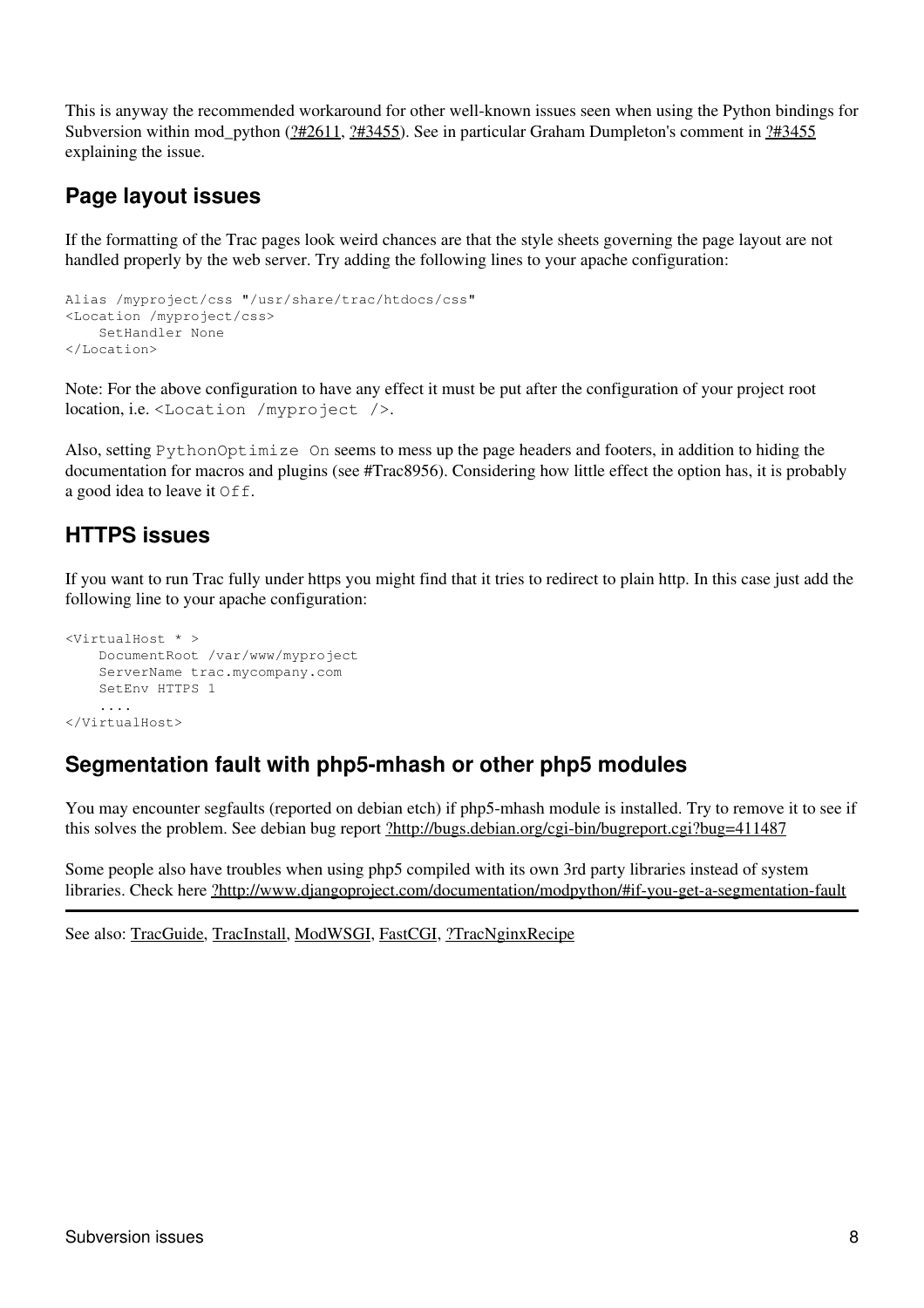This is anyway the recommended workaround for other well-known issues seen when using the Python bindings for Subversion within mod_python (?#2611, ?#3455). See in particular Graham Dumpleton's comment in ?#3455 explaining the issue.

## Page layout issues

If the formatting of the Trac pages look weird chances are that the style sheets governing the page layout are not handled properly by the web server. Try adding the following lines to your apache configuration:

```
Alias /myproject/css "/usr/share/trac/htdocs/css"
<Location /myproject/css>
    SetHandler None
</Location>
```

Note: For the above configuration to have any effect it must be put after the configuration of your project root location, i.e. `<Location /myproject />`.

Also, setting `PythonOptimize On` seems to mess up the page headers and footers, in addition to hiding the documentation for macros and plugins (see #Trac8956). Considering how little effect the option has, it is probably a good idea to leave it `Off`.

## HTTPS issues

If you want to run Trac fully under https you might find that it tries to redirect to plain http. In this case just add the following line to your apache configuration:

```
<VirtualHost * >
    DocumentRoot /var/www/myproject
    ServerName trac.mycompany.com
    SetEnv HTTPS 1
    ....
</VirtualHost>
```

## Segmentation fault with php5-mhash or other php5 modules

You may encounter segfaults (reported on debian etch) if php5-mhash module is installed. Try to remove it to see if this solves the problem. See debian bug report ?http://bugs.debian.org/cgi-bin/bugreport.cgi?bug=411487

Some people also have troubles when using php5 compiled with its own 3rd party libraries instead of system libraries. Check here ?http://www.djangoproject.com/documentation/modpython/#if-you-get-a-segmentation-fault

---

See also: TracGuide, TracInstall, ModWSGI, FastCGI, ?TracNginxRecipe